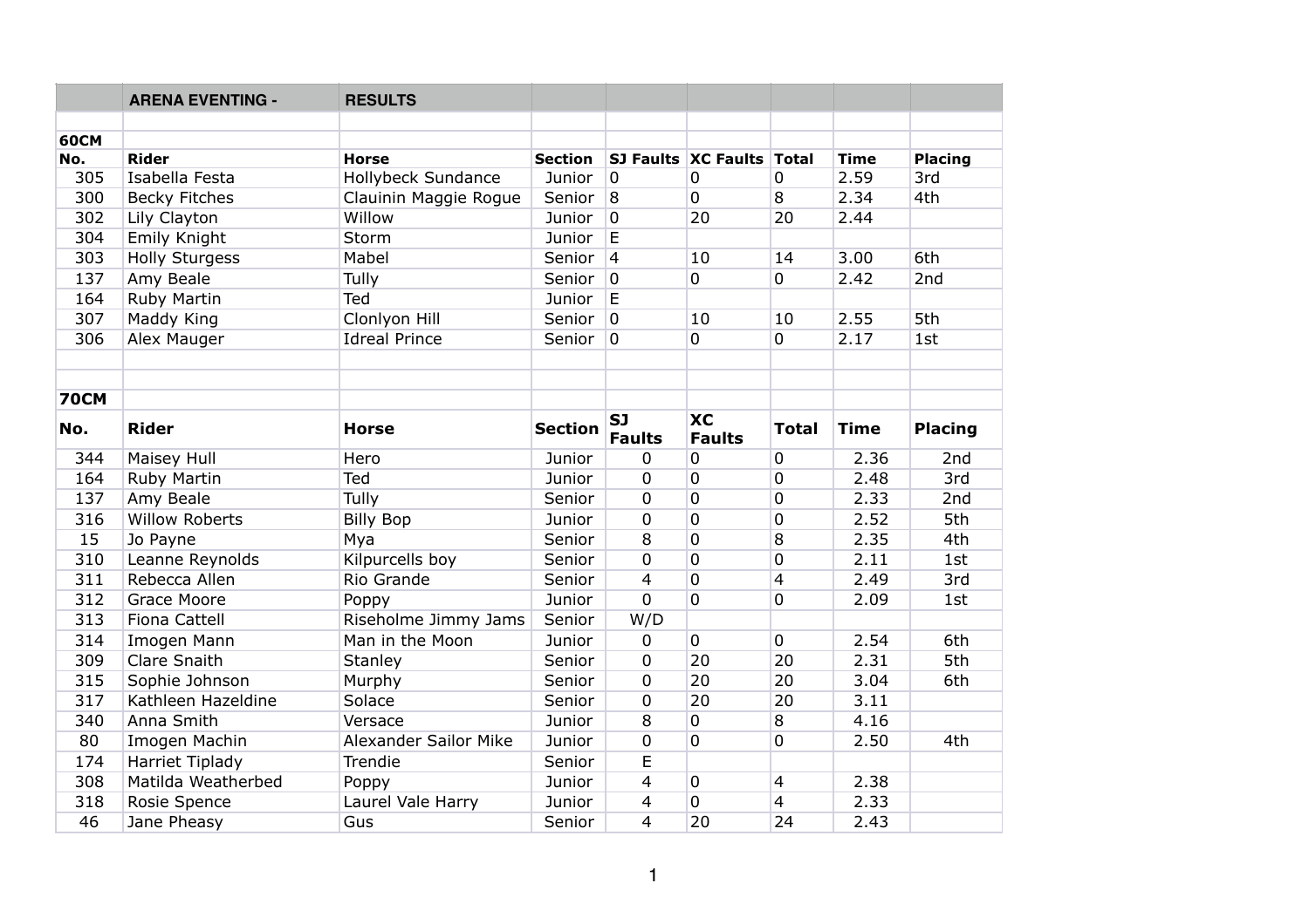## ARENA EVENTING - RESULTS

### 60CM

| No. | Rider | Horse | Section | SJ Faults | XC Faults | Total | Time | Placing |
|---|---|---|---|---|---|---|---|---|
| 305 | Isabella Festa | Hollybeck Sundance | Junior | 0 | 0 | 0 | 2.59 | 3rd |
| 300 | Becky Fitches | Clauinin Maggie Rogue | Senior | 8 | 0 | 8 | 2.34 | 4th |
| 302 | Lily Clayton | Willow | Junior | 0 | 20 | 20 | 2.44 | |
| 304 | Emily Knight | Storm | Junior | E | | | | |
| 303 | Holly Sturgess | Mabel | Senior | 4 | 10 | 14 | 3.00 | 6th |
| 137 | Amy Beale | Tully | Senior | 0 | 0 | 0 | 2.42 | 2nd |
| 164 | Ruby Martin | Ted | Junior | E | | | | |
| 307 | Maddy King | Clonlyon Hill | Senior | 0 | 10 | 10 | 2.55 | 5th |
| 306 | Alex Mauger | Idreal Prince | Senior | 0 | 0 | 0 | 2.17 | 1st |

### 70CM

| No. | Rider | Horse | Section | SJ Faults | XC Faults | Total | Time | Placing |
|---|---|---|---|---|---|---|---|---|
| 344 | Maisey Hull | Hero | Junior | 0 | 0 | 0 | 2.36 | 2nd |
| 164 | Ruby Martin | Ted | Junior | 0 | 0 | 0 | 2.48 | 3rd |
| 137 | Amy Beale | Tully | Senior | 0 | 0 | 0 | 2.33 | 2nd |
| 316 | Willow Roberts | Billy Bop | Junior | 0 | 0 | 0 | 2.52 | 5th |
| 15 | Jo Payne | Mya | Senior | 8 | 0 | 8 | 2.35 | 4th |
| 310 | Leanne Reynolds | Kilpurcells boy | Senior | 0 | 0 | 0 | 2.11 | 1st |
| 311 | Rebecca Allen | Rio Grande | Senior | 4 | 0 | 4 | 2.49 | 3rd |
| 312 | Grace Moore | Poppy | Junior | 0 | 0 | 0 | 2.09 | 1st |
| 313 | Fiona Cattell | Riseholme Jimmy Jams | Senior | W/D | | | | |
| 314 | Imogen Mann | Man in the Moon | Junior | 0 | 0 | 0 | 2.54 | 6th |
| 309 | Clare Snaith | Stanley | Senior | 0 | 20 | 20 | 2.31 | 5th |
| 315 | Sophie Johnson | Murphy | Senior | 0 | 20 | 20 | 3.04 | 6th |
| 317 | Kathleen Hazeldine | Solace | Senior | 0 | 20 | 20 | 3.11 | |
| 340 | Anna Smith | Versace | Junior | 8 | 0 | 8 | 4.16 | |
| 80 | Imogen Machin | Alexander Sailor Mike | Junior | 0 | 0 | 0 | 2.50 | 4th |
| 174 | Harriet Tiplady | Trendie | Senior | E | | | | |
| 308 | Matilda Weatherbed | Poppy | Junior | 4 | 0 | 4 | 2.38 | |
| 318 | Rosie Spence | Laurel Vale Harry | Junior | 4 | 0 | 4 | 2.33 | |
| 46 | Jane Pheasy | Gus | Senior | 4 | 20 | 24 | 2.43 | |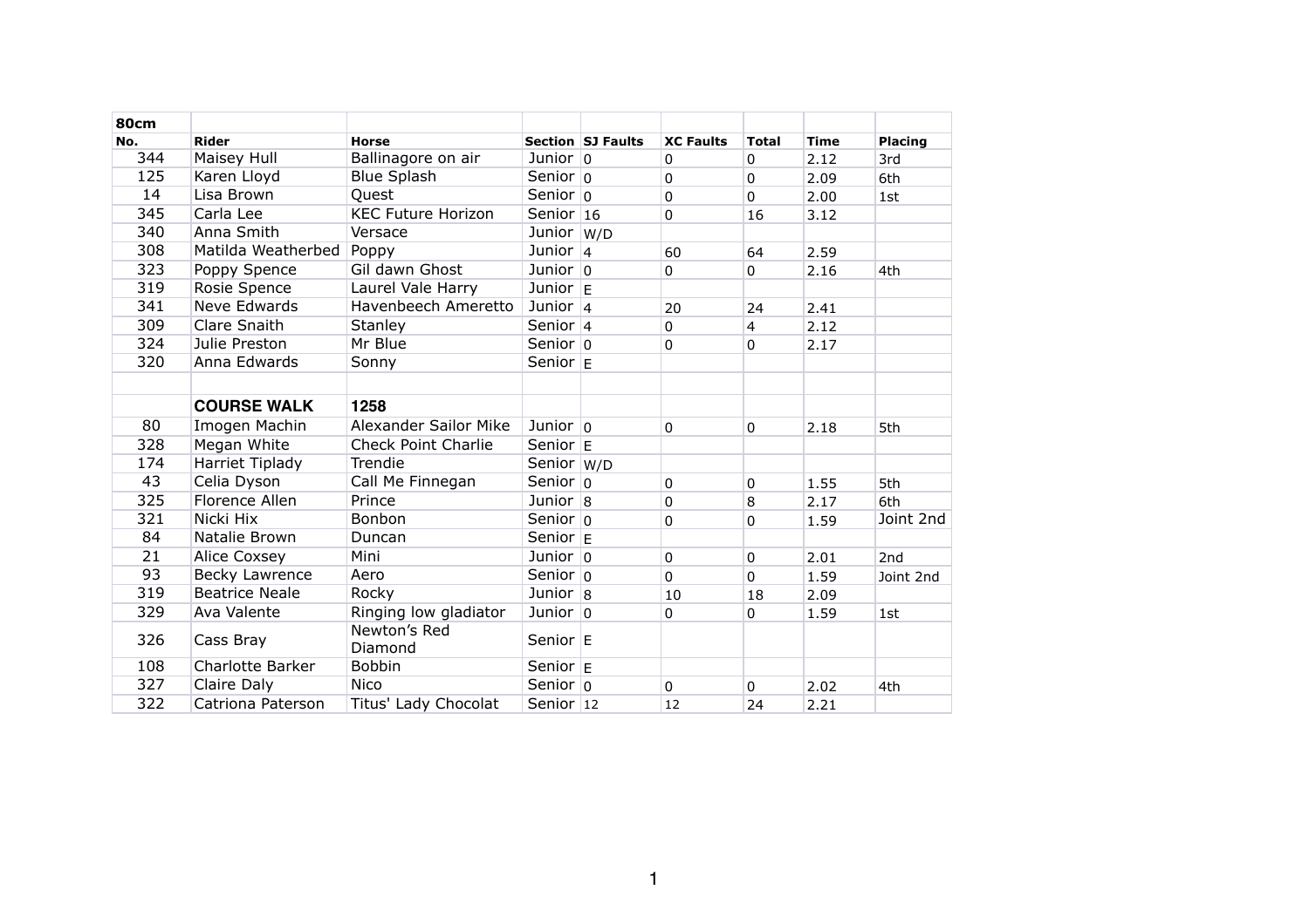| 80cm | | | | | | | | |
|---|---|---|---|---|---|---|---|---|
| **No.** | **Rider** | **Horse** | **Section** | **SJ Faults** | **XC Faults** | **Total** | **Time** | **Placing** |
| 344 | Maisey Hull | Ballinagore on air | Junior | 0 | 0 | 0 | 2.12 | 3rd |
| 125 | Karen Lloyd | Blue Splash | Senior | 0 | 0 | 0 | 2.09 | 6th |
| 14 | Lisa Brown | Quest | Senior | 0 | 0 | 0 | 2.00 | 1st |
| 345 | Carla Lee | KEC Future Horizon | Senior | 16 | 0 | 16 | 3.12 | |
| 340 | Anna Smith | Versace | Junior | W/D | | | | |
| 308 | Matilda Weatherbed | Poppy | Junior | 4 | 60 | 64 | 2.59 | |
| 323 | Poppy Spence | Gil dawn Ghost | Junior | 0 | 0 | 0 | 2.16 | 4th |
| 319 | Rosie Spence | Laurel Vale Harry | Junior | E | | | | |
| 341 | Neve Edwards | Havenbeech Ameretto | Junior | 4 | 20 | 24 | 2.41 | |
| 309 | Clare Snaith | Stanley | Senior | 4 | 0 | 4 | 2.12 | |
| 324 | Julie Preston | Mr Blue | Senior | 0 | 0 | 0 | 2.17 | |
| 320 | Anna Edwards | Sonny | Senior | E | | | | |
| | | | | | | | | |
| | **COURSE WALK** | **1258** | | | | | | |
| 80 | Imogen Machin | Alexander Sailor Mike | Junior | 0 | 0 | 0 | 2.18 | 5th |
| 328 | Megan White | Check Point Charlie | Senior | E | | | | |
| 174 | Harriet Tiplady | Trendie | Senior | W/D | | | | |
| 43 | Celia Dyson | Call Me Finnegan | Senior | 0 | 0 | 0 | 1.55 | 5th |
| 325 | Florence Allen | Prince | Junior | 8 | 0 | 8 | 2.17 | 6th |
| 321 | Nicki Hix | Bonbon | Senior | 0 | 0 | 0 | 1.59 | Joint 2nd |
| 84 | Natalie Brown | Duncan | Senior | E | | | | |
| 21 | Alice Coxsey | Mini | Junior | 0 | 0 | 0 | 2.01 | 2nd |
| 93 | Becky Lawrence | Aero | Senior | 0 | 0 | 0 | 1.59 | Joint 2nd |
| 319 | Beatrice Neale | Rocky | Junior | 8 | 10 | 18 | 2.09 | |
| 329 | Ava Valente | Ringing low gladiator | Junior | 0 | 0 | 0 | 1.59 | 1st |
| 326 | Cass Bray | Newton's Red Diamond | Senior | E | | | | |
| 108 | Charlotte Barker | Bobbin | Senior | E | | | | |
| 327 | Claire Daly | Nico | Senior | 0 | 0 | 0 | 2.02 | 4th |
| 322 | Catriona Paterson | Titus' Lady Chocolat | Senior | 12 | 12 | 24 | 2.21 | |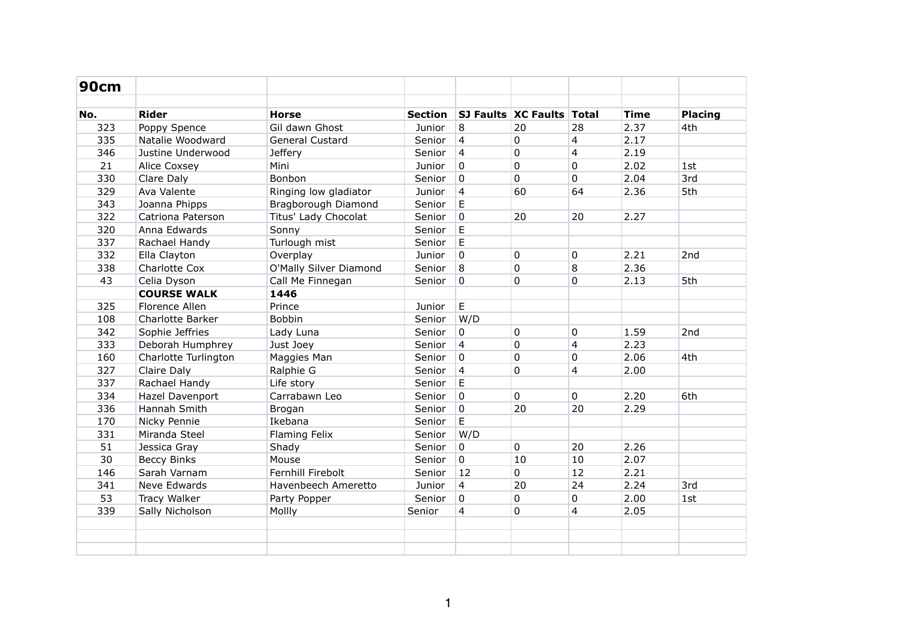# 90cm

| No. | Rider | Horse | Section | SJ Faults | XC Faults | Total | Time | Placing |
|---|---|---|---|---|---|---|---|---|
| 323 | Poppy Spence | Gil dawn Ghost | Junior | 8 | 20 | 28 | 2.37 | 4th |
| 335 | Natalie Woodward | General Custard | Senior | 4 | 0 | 4 | 2.17 | |
| 346 | Justine Underwood | Jeffery | Senior | 4 | 0 | 4 | 2.19 | |
| 21 | Alice Coxsey | Mini | Junior | 0 | 0 | 0 | 2.02 | 1st |
| 330 | Clare Daly | Bonbon | Senior | 0 | 0 | 0 | 2.04 | 3rd |
| 329 | Ava Valente | Ringing low gladiator | Junior | 4 | 60 | 64 | 2.36 | 5th |
| 343 | Joanna Phipps | Bragborough Diamond | Senior | E | | | | |
| 322 | Catriona Paterson | Titus' Lady Chocolat | Senior | 0 | 20 | 20 | 2.27 | |
| 320 | Anna Edwards | Sonny | Senior | E | | | | |
| 337 | Rachael Handy | Turlough mist | Senior | E | | | | |
| 332 | Ella Clayton | Overplay | Junior | 0 | 0 | 0 | 2.21 | 2nd |
| 338 | Charlotte Cox | O'Mally Silver Diamond | Senior | 8 | 0 | 8 | 2.36 | |
| 43 | Celia Dyson | Call Me Finnegan | Senior | 0 | 0 | 0 | 2.13 | 5th |
| | **COURSE WALK** | **1446** | | | | | | |
| 325 | Florence Allen | Prince | Junior | E | | | | |
| 108 | Charlotte Barker | Bobbin | Senior | W/D | | | | |
| 342 | Sophie Jeffries | Lady Luna | Senior | 0 | 0 | 0 | 1.59 | 2nd |
| 333 | Deborah Humphrey | Just Joey | Senior | 4 | 0 | 4 | 2.23 | |
| 160 | Charlotte Turlington | Maggies Man | Senior | 0 | 0 | 0 | 2.06 | 4th |
| 327 | Claire Daly | Ralphie G | Senior | 4 | 0 | 4 | 2.00 | |
| 337 | Rachael Handy | Life story | Senior | E | | | | |
| 334 | Hazel Davenport | Carrabawn Leo | Senior | 0 | 0 | 0 | 2.20 | 6th |
| 336 | Hannah Smith | Brogan | Senior | 0 | 20 | 20 | 2.29 | |
| 170 | Nicky Pennie | Ikebana | Senior | E | | | | |
| 331 | Miranda Steel | Flaming Felix | Senior | W/D | | | | |
| 51 | Jessica Gray | Shady | Senior | 0 | 0 | 20 | 2.26 | |
| 30 | Beccy Binks | Mouse | Senior | 0 | 10 | 10 | 2.07 | |
| 146 | Sarah Varnam | Fernhill Firebolt | Senior | 12 | 0 | 12 | 2.21 | |
| 341 | Neve Edwards | Havenbeech Ameretto | Junior | 4 | 20 | 24 | 2.24 | 3rd |
| 53 | Tracy Walker | Party Popper | Senior | 0 | 0 | 0 | 2.00 | 1st |
| 339 | Sally Nicholson | Mollly | Senior | 4 | 0 | 4 | 2.05 | |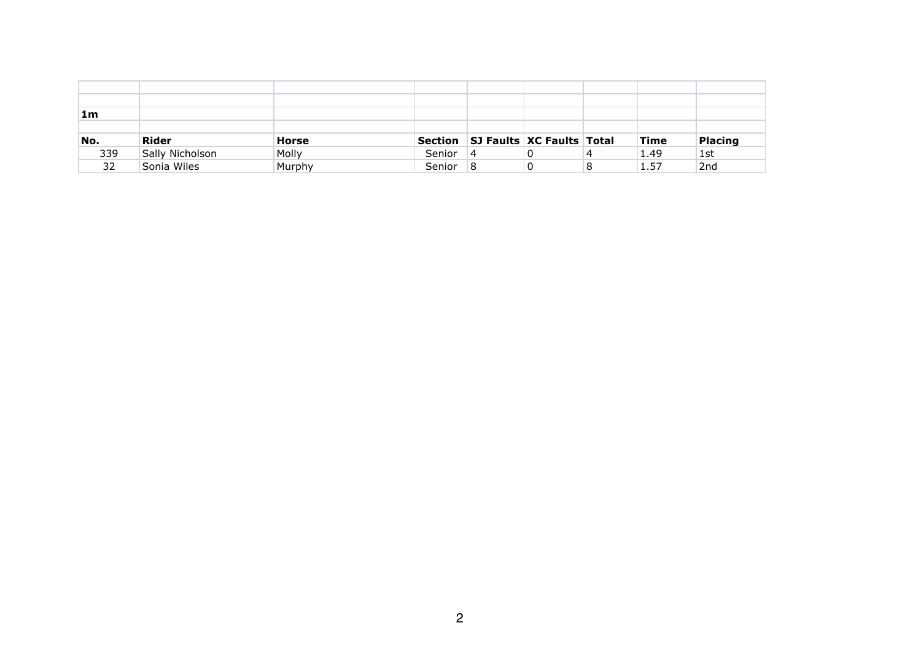## 1m

| No. | Rider | Horse | Section | SJ Faults | XC Faults | Total | Time | Placing |
|---|---|---|---|---|---|---|---|---|
| 339 | Sally Nicholson | Molly | Senior | 4 | 0 | 4 | 1.49 | 1st |
| 32 | Sonia Wiles | Murphy | Senior | 8 | 0 | 8 | 1.57 | 2nd |